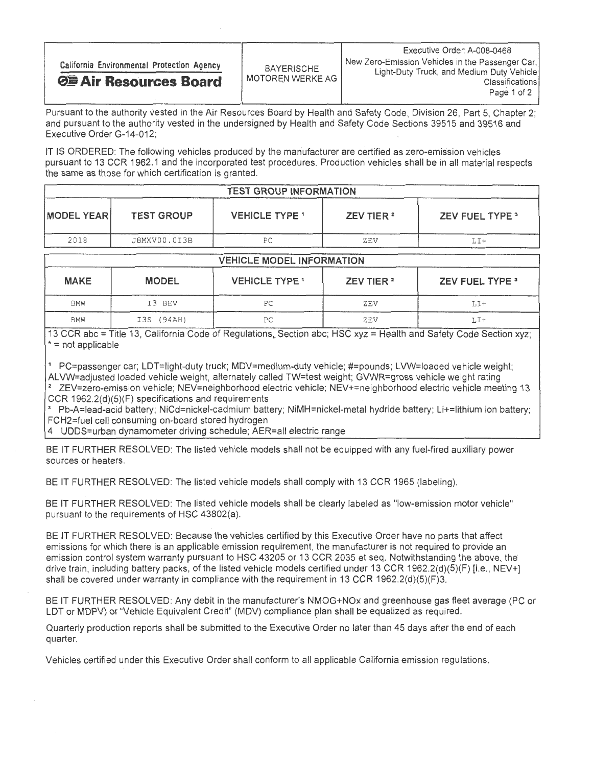| California Environmental Protection Agency **Air Resources Board** | BAYERISCHE MOTOREN WERKE AG | Executive Order: A-008-0468 New Zero-Emission Vehicles in the Passenger Car, Light-Duty Truck, and Medium Duty Vehicle Classifications |
|---|---|---|

Pursuant to the authority vested in the Air Resources Board by Health and Safety Code, Division 26, Part 5, Chapter 2; and pursuant to the authority vested in the undersigned by Health and Safety Code Sections 39515 and 39516 and Executive Order G-14-012;

IT IS ORDERED: The following vehicles produced by the manufacturer are certified as zero-emission vehicles pursuant to 13 CCR 1962.1 and the incorporated test procedures. Production vehicles shall be in all material respects the same as those for which certification is granted.

| TEST GROUP INFORMATION | | | | |
|---|---|---|---|---|
| MODEL YEAR | TEST GROUP | VEHICLE TYPE [1] | ZEV TIER [2] | ZEV FUEL TYPE [3] |
| 2018 | JBMXV00.0I3B | PC | ZEV | LI+ |

| VEHICLE MODEL INFORMATION | | | | |
|---|---|---|---|---|
| MAKE | MODEL | VEHICLE TYPE [1] | ZEV TIER [2] | ZEV FUEL TYPE [3] |
| BMW | I3 BEV | PC | ZEV | LI+ |
| BMW | I3S (94AH) | PC | ZEV | LI+ |

13 CCR abc = Title 13, California Code of Regulations, Section abc; HSC xyz = Health and Safety Code Section xyz; * = not applicable

[1] PC=passenger car; LDT=light-duty truck; MDV=medium-duty vehicle; #=pounds; LVW=loaded vehicle weight; ALVW=adjusted loaded vehicle weight, alternately called TW=test weight; GVWR=gross vehicle weight rating
[2] ZEV=zero-emission vehicle; NEV=neighborhood electric vehicle; NEV+=neighborhood electric vehicle meeting 13 CCR 1962.2(d)(5)(F) specifications and requirements
[3] Pb-A=lead-acid battery; NiCd=nickel-cadmium battery; NiMH=nickel-metal hydride battery; Li+=lithium ion battery; FCH2=fuel cell consuming on-board stored hydrogen
4 UDDS=urban dynamometer driving schedule; AER=all electric range

BE IT FURTHER RESOLVED: The listed vehicle models shall not be equipped with any fuel-fired auxiliary power sources or heaters.

BE IT FURTHER RESOLVED: The listed vehicle models shall comply with 13 CCR 1965 (labeling).

BE IT FURTHER RESOLVED: The listed vehicle models shall be clearly labeled as "low-emission motor vehicle" pursuant to the requirements of HSC 43802(a).

BE IT FURTHER RESOLVED: Because the vehicles certified by this Executive Order have no parts that affect emissions for which there is an applicable emission requirement, the manufacturer is not required to provide an emission control system warranty pursuant to HSC 43205 or 13 CCR 2035 et seq. Notwithstanding the above, the drive train, including battery packs, of the listed vehicle models certified under 13 CCR 1962.2(d)(5)(F) [i.e., NEV+] shall be covered under warranty in compliance with the requirement in 13 CCR 1962.2(d)(5)(F)3.

BE IT FURTHER RESOLVED: Any debit in the manufacturer's NMOG+NOx and greenhouse gas fleet average (PC or LDT or MDPV) or "Vehicle Equivalent Credit" (MDV) compliance plan shall be equalized as required.

Quarterly production reports shall be submitted to the Executive Order no later than 45 days after the end of each quarter.

Vehicles certified under this Executive Order shall conform to all applicable California emission regulations.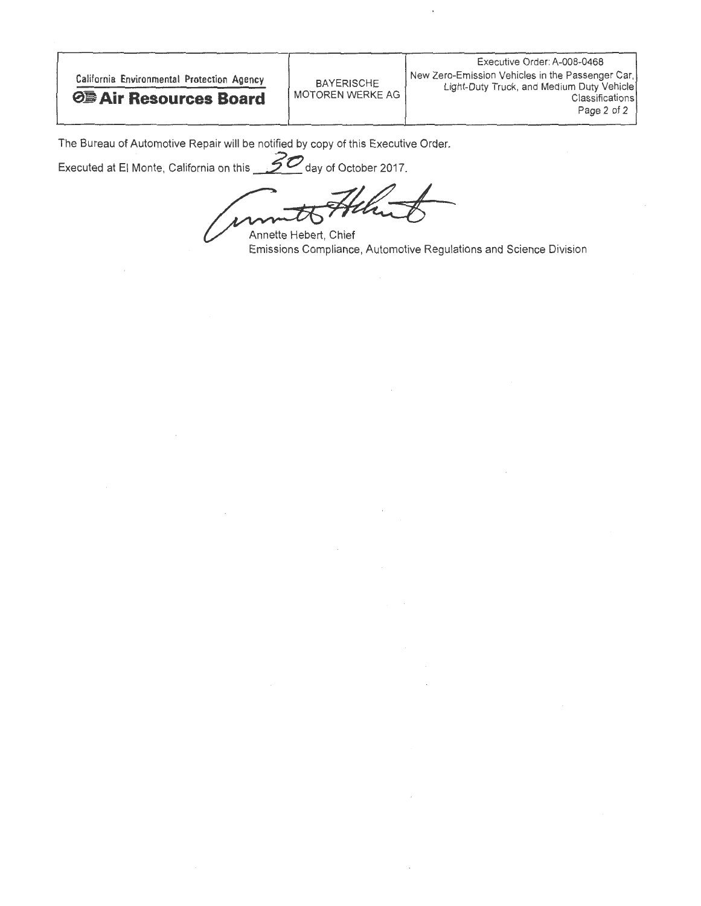The Bureau of Automotive Repair will be notified by copy of this Executive Order.

Executed at El Monte, California on this 30 day of October 2017.

Annette Hebert, Chief
Emissions Compliance, Automotive Regulations and Science Division